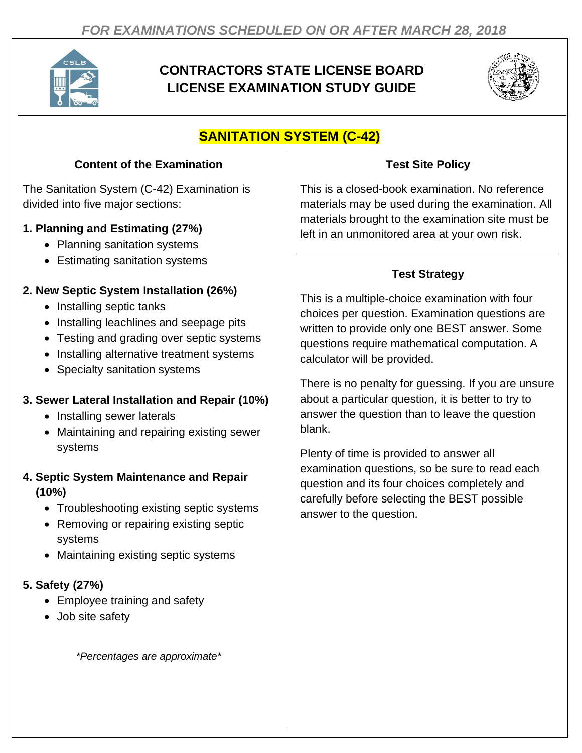*FOR EXAMINATIONS SCHEDULED ON OR AFTER MARCH 28, 2018*

# CONTRACTORS STATE LICENSE BOARD LICENSE EXAMINATION STUDY GUIDE

## SANITATION SYSTEM (C-42)

### Content of the Examination

The Sanitation System (C-42) Examination is divided into five major sections:

**1. Planning and Estimating (27%)**

- Planning sanitation systems
- Estimating sanitation systems

**2. New Septic System Installation (26%)**

- Installing septic tanks
- Installing leachlines and seepage pits
- Testing and grading over septic systems
- Installing alternative treatment systems
- Specialty sanitation systems

**3. Sewer Lateral Installation and Repair (10%)**

- Installing sewer laterals
- Maintaining and repairing existing sewer systems

**4. Septic System Maintenance and Repair (10%)**

- Troubleshooting existing septic systems
- Removing or repairing existing septic systems
- Maintaining existing septic systems

**5. Safety (27%)**

- Employee training and safety
- Job site safety

*\*Percentages are approximate\**

### Test Site Policy

This is a closed-book examination. No reference materials may be used during the examination. All materials brought to the examination site must be left in an unmonitored area at your own risk.

### Test Strategy

This is a multiple-choice examination with four choices per question. Examination questions are written to provide only one BEST answer. Some questions require mathematical computation. A calculator will be provided.

There is no penalty for guessing. If you are unsure about a particular question, it is better to try to answer the question than to leave the question blank.

Plenty of time is provided to answer all examination questions, so be sure to read each question and its four choices completely and carefully before selecting the BEST possible answer to the question.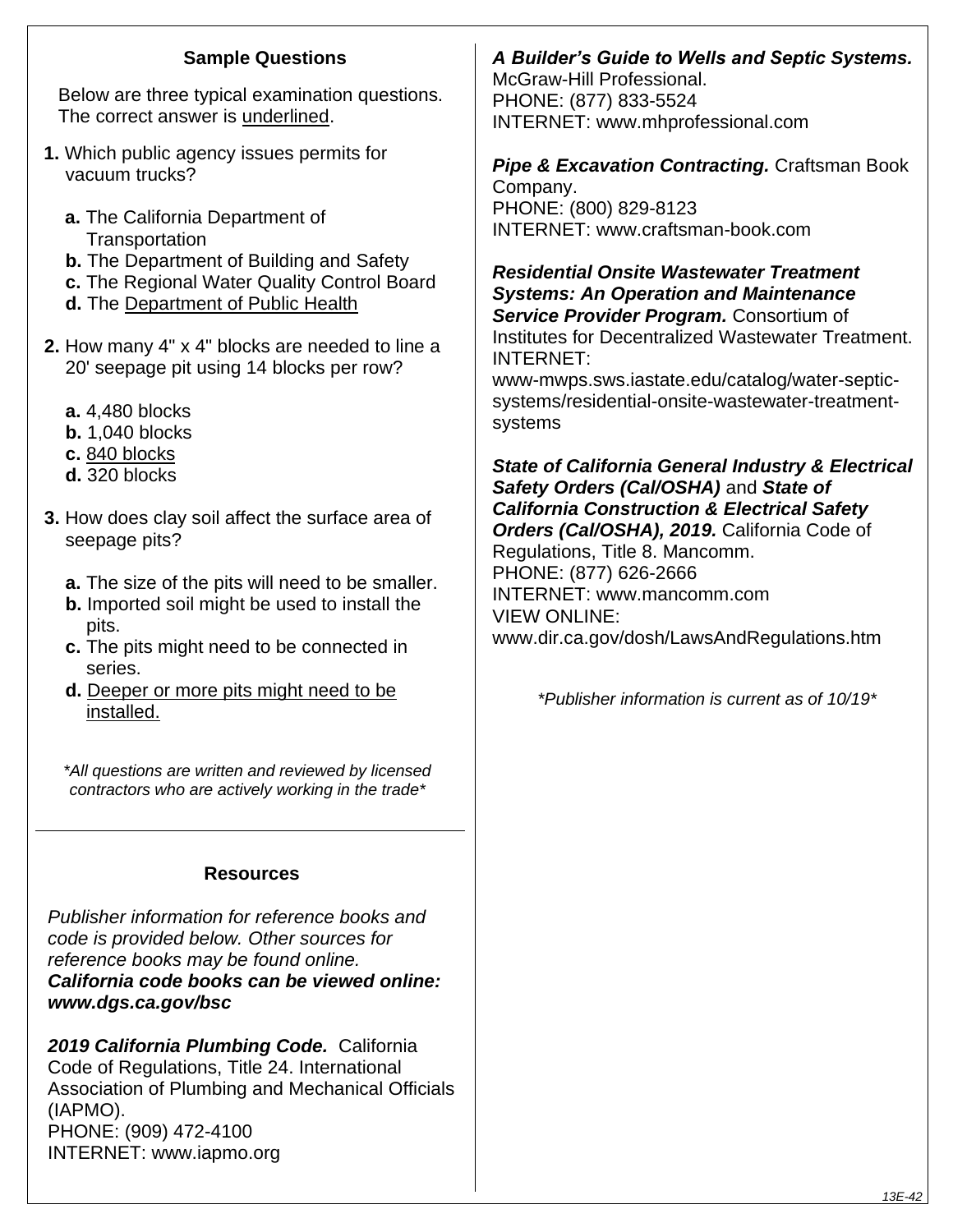## Sample Questions

Below are three typical examination questions. The correct answer is underlined.

**1.** Which public agency issues permits for vacuum trucks?

- **a.** The California Department of Transportation
- **b.** The Department of Building and Safety
- **c.** The Regional Water Quality Control Board
- **d.** The <u>Department of Public Health</u>

**2.** How many 4" x 4" blocks are needed to line a 20' seepage pit using 14 blocks per row?

- **a.** 4,480 blocks
- **b.** 1,040 blocks
- **c.** <u>840 blocks</u>
- **d.** 320 blocks

**3.** How does clay soil affect the surface area of seepage pits?

- **a.** The size of the pits will need to be smaller.
- **b.** Imported soil might be used to install the pits.
- **c.** The pits might need to be connected in series.
- **d.** <u>Deeper or more pits might need to be installed.</u>

*\*All questions are written and reviewed by licensed contractors who are actively working in the trade\**

## Resources

*Publisher information for reference books and code is provided below. Other sources for reference books may be found online.*
***California code books can be viewed online: www.dgs.ca.gov/bsc***

***2019 California Plumbing Code.*** California Code of Regulations, Title 24. International Association of Plumbing and Mechanical Officials (IAPMO).
PHONE: (909) 472-4100
INTERNET: www.iapmo.org

***A Builder's Guide to Wells and Septic Systems.*** McGraw-Hill Professional.
PHONE: (877) 833-5524
INTERNET: www.mhprofessional.com

***Pipe & Excavation Contracting.*** Craftsman Book Company.
PHONE: (800) 829-8123
INTERNET: www.craftsman-book.com

***Residential Onsite Wastewater Treatment Systems: An Operation and Maintenance Service Provider Program.*** Consortium of Institutes for Decentralized Wastewater Treatment.
INTERNET:
www-mwps.sws.iastate.edu/catalog/water-septic-systems/residential-onsite-wastewater-treatment-systems

***State of California General Industry & Electrical Safety Orders (Cal/OSHA)*** and ***State of California Construction & Electrical Safety Orders (Cal/OSHA), 2019.*** California Code of Regulations, Title 8. Mancomm.
PHONE: (877) 626-2666
INTERNET: www.mancomm.com
VIEW ONLINE:
www.dir.ca.gov/dosh/LawsAndRegulations.htm

*\*Publisher information is current as of 10/19\**